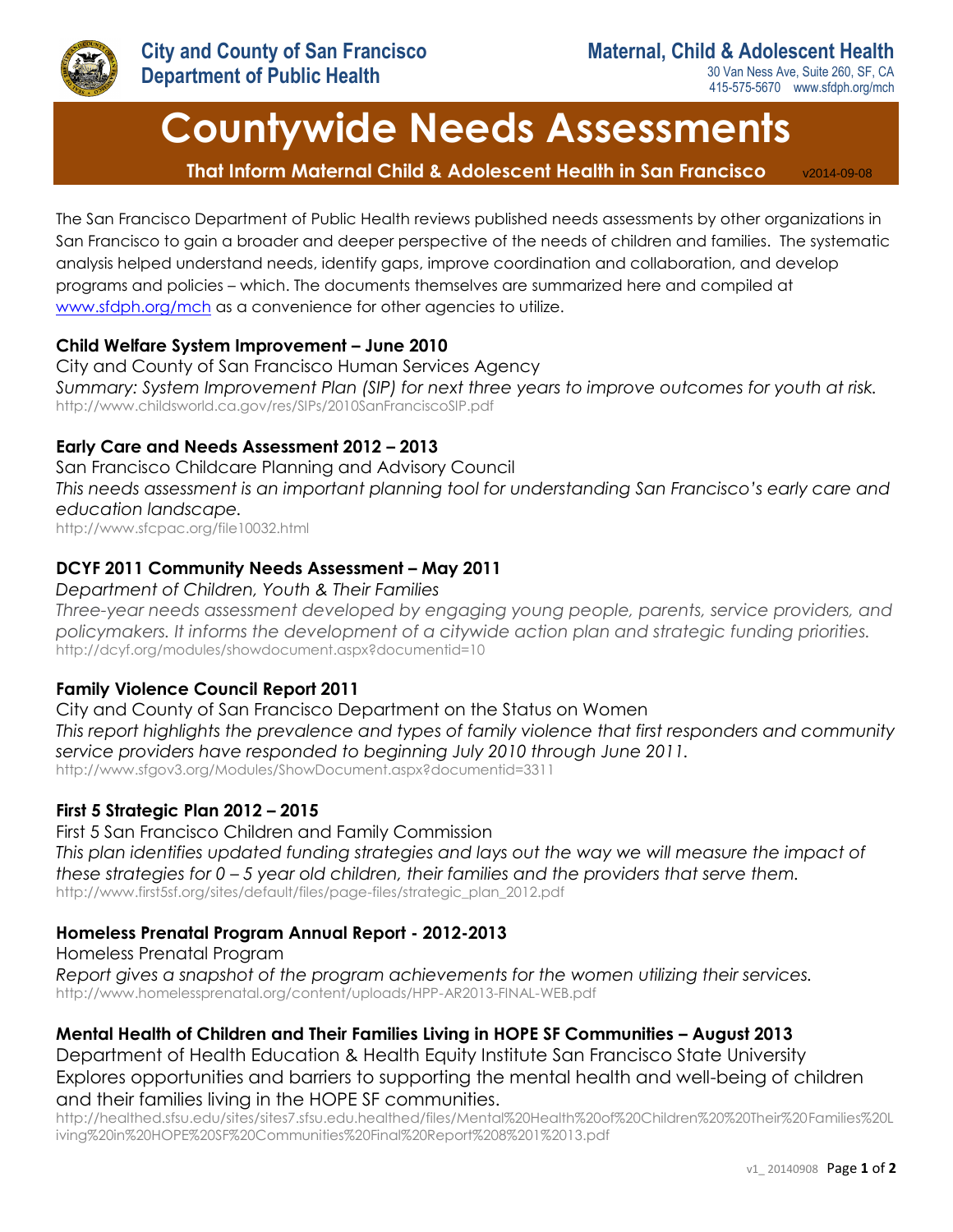City and County of San Francisco
Department of Public Health

Maternal, Child & Adolescent Health
30 Van Ness Ave, Suite 260, SF, CA
415-575-5670 www.sfdph.org/mch

# Countywide Needs Assessments

**That Inform Maternal Child & Adolescent Health in San Francisco** v2014-09-08

The San Francisco Department of Public Health reviews published needs assessments by other organizations in San Francisco to gain a broader and deeper perspective of the needs of children and families. The systematic analysis helped understand needs, identify gaps, improve coordination and collaboration, and develop programs and policies – which. The documents themselves are summarized here and compiled at [www.sfdph.org/mch](www.sfdph.org/mch) as a convenience for other agencies to utilize.

**Child Welfare System Improvement – June 2010**
City and County of San Francisco Human Services Agency
*Summary: System Improvement Plan (SIP) for next three years to improve outcomes for youth at risk.*
http://www.childsworld.ca.gov/res/SIPs/2010SanFranciscoSIP.pdf

**Early Care and Needs Assessment 2012 – 2013**
San Francisco Childcare Planning and Advisory Council
*This needs assessment is an important planning tool for understanding San Francisco's early care and education landscape.*
http://www.sfcpac.org/file10032.html

**DCYF 2011 Community Needs Assessment – May 2011**
*Department of Children, Youth & Their Families*
*Three-year needs assessment developed by engaging young people, parents, service providers, and policymakers. It informs the development of a citywide action plan and strategic funding priorities.*
http://dcyf.org/modules/showdocument.aspx?documentid=10

**Family Violence Council Report 2011**
City and County of San Francisco Department on the Status on Women
*This report highlights the prevalence and types of family violence that first responders and community service providers have responded to beginning July 2010 through June 2011.*
http://www.sfgov3.org/Modules/ShowDocument.aspx?documentid=3311

**First 5 Strategic Plan 2012 – 2015**
First 5 San Francisco Children and Family Commission
*This plan identifies updated funding strategies and lays out the way we will measure the impact of these strategies for 0 – 5 year old children, their families and the providers that serve them.*
http://www.first5sf.org/sites/default/files/page-files/strategic_plan_2012.pdf

**Homeless Prenatal Program Annual Report - 2012-2013**
Homeless Prenatal Program
*Report gives a snapshot of the program achievements for the women utilizing their services.*
http://www.homelessprenatal.org/content/uploads/HPP-AR2013-FINAL-WEB.pdf

**Mental Health of Children and Their Families Living in HOPE SF Communities – August 2013**
Department of Health Education & Health Equity Institute San Francisco State University
Explores opportunities and barriers to supporting the mental health and well-being of children and their families living in the HOPE SF communities.
http://healthed.sfsu.edu/sites/sites7.sfsu.edu.healthed/files/Mental%20Health%20of%20Children%20%20Their%20Families%20Living%20in%20HOPE%20SF%20Communities%20Final%20Report%208%201%2013.pdf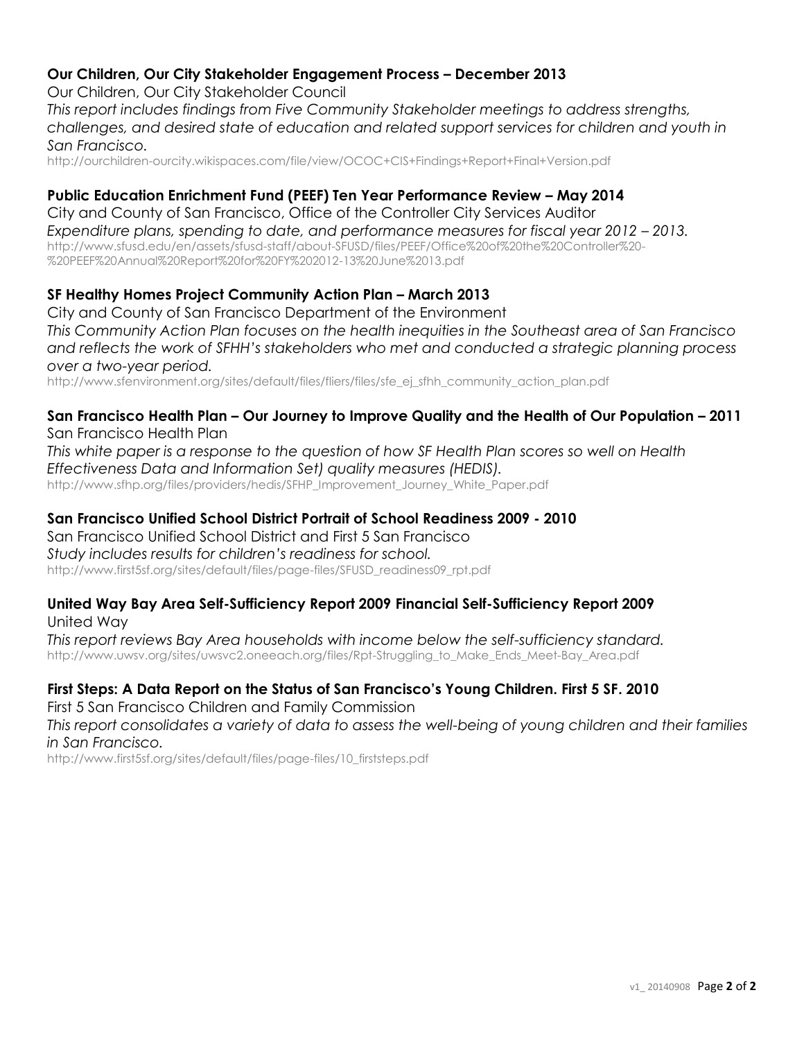**Our Children, Our City Stakeholder Engagement Process – December 2013**

Our Children, Our City Stakeholder Council

*This report includes findings from Five Community Stakeholder meetings to address strengths, challenges, and desired state of education and related support services for children and youth in San Francisco.*

http://ourchildren-ourcity.wikispaces.com/file/view/OCOC+CIS+Findings+Report+Final+Version.pdf

**Public Education Enrichment Fund (PEEF) Ten Year Performance Review – May 2014**

City and County of San Francisco, Office of the Controller City Services Auditor

*Expenditure plans, spending to date, and performance measures for fiscal year 2012 – 2013.*

http://www.sfusd.edu/en/assets/sfusd-staff/about-SFUSD/files/PEEF/Office%20of%20the%20Controller%20-%20PEEF%20Annual%20Report%20for%20FY%202012-13%20June%2013.pdf

**SF Healthy Homes Project Community Action Plan – March 2013**

City and County of San Francisco Department of the Environment

*This Community Action Plan focuses on the health inequities in the Southeast area of San Francisco and reflects the work of SFHH's stakeholders who met and conducted a strategic planning process over a two-year period.*

http://www.sfenvironment.org/sites/default/files/fliers/files/sfe_ej_sfhh_community_action_plan.pdf

**San Francisco Health Plan – Our Journey to Improve Quality and the Health of Our Population – 2011**

San Francisco Health Plan

*This white paper is a response to the question of how SF Health Plan scores so well on Health Effectiveness Data and Information Set) quality measures (HEDIS).*

http://www.sfhp.org/files/providers/hedis/SFHP_Improvement_Journey_White_Paper.pdf

**San Francisco Unified School District Portrait of School Readiness 2009 - 2010**

San Francisco Unified School District and First 5 San Francisco

*Study includes results for children's readiness for school.*

http://www.first5sf.org/sites/default/files/page-files/SFUSD_readiness09_rpt.pdf

**United Way Bay Area Self-Sufficiency Report 2009 Financial Self-Sufficiency Report 2009**

United Way

*This report reviews Bay Area households with income below the self-sufficiency standard.*

http://www.uwsv.org/sites/uwsvc2.oneeach.org/files/Rpt-Struggling_to_Make_Ends_Meet-Bay_Area.pdf

**First Steps: A Data Report on the Status of San Francisco's Young Children. First 5 SF. 2010**

First 5 San Francisco Children and Family Commission

*This report consolidates a variety of data to assess the well-being of young children and their families in San Francisco.*

http://www.first5sf.org/sites/default/files/page-files/10_firststeps.pdf

v1_ 20140908